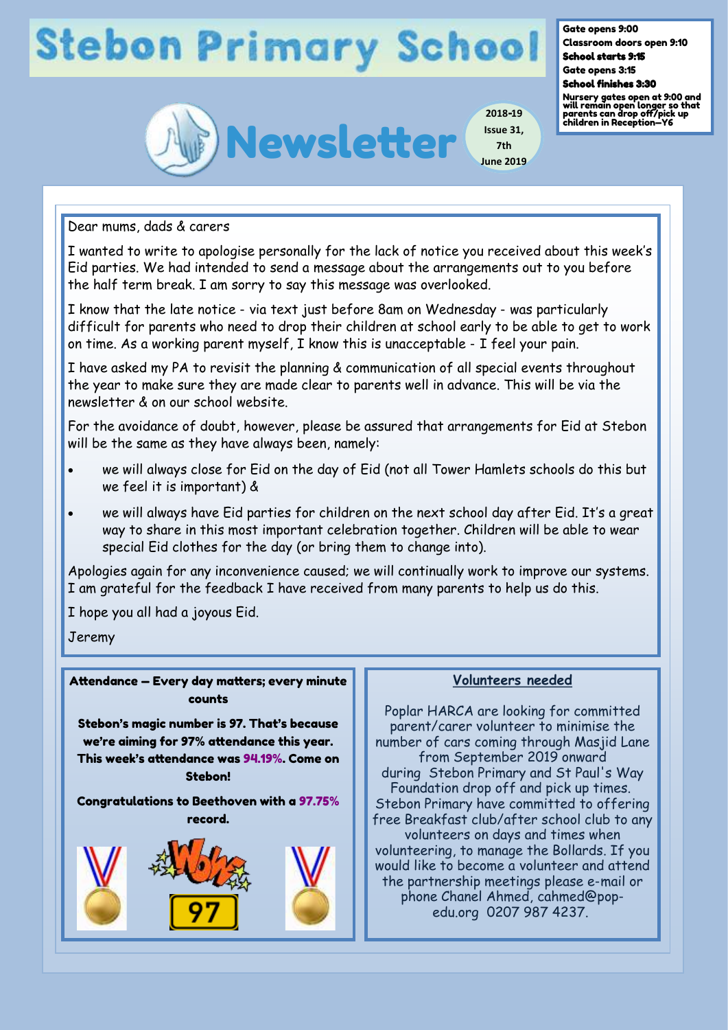# Stebon Primary School

Gate opens 9:00
Classroom doors open 9:10
**School starts 9:15**
Gate opens 3:15
**School finishes 3:30**
Nursery gates open at 9:00 and will remain open longer so that parents can drop off/pick up children in Reception—Y6

# Newsletter

2018-19
Issue 31,
7th
June 2019

Dear mums, dads & carers

I wanted to write to apologise personally for the lack of notice you received about this week's Eid parties. We had intended to send a message about the arrangements out to you before the half term break. I am sorry to say this message was overlooked.

I know that the late notice - via text just before 8am on Wednesday - was particularly difficult for parents who need to drop their children at school early to be able to get to work on time. As a working parent myself, I know this is unacceptable - I feel your pain.

I have asked my PA to revisit the planning & communication of all special events throughout the year to make sure they are made clear to parents well in advance. This will be via the newsletter & on our school website.

For the avoidance of doubt, however, please be assured that arrangements for Eid at Stebon will be the same as they have always been, namely:

- we will always close for Eid on the day of Eid (not all Tower Hamlets schools do this but we feel it is important) &
- we will always have Eid parties for children on the next school day after Eid. It's a great way to share in this most important celebration together. Children will be able to wear special Eid clothes for the day (or bring them to change into).

Apologies again for any inconvenience caused; we will continually work to improve our systems. I am grateful for the feedback I have received from many parents to help us do this.

I hope you all had a joyous Eid.

Jeremy

**Attendance – Every day matters; every minute counts**

**Stebon's magic number is 97. That's because we're aiming for 97% attendance this year. This week's attendance was 94.19%. Come on Stebon!**

**Congratulations to Beethoven with a 97.75% record.**

## Volunteers needed

Poplar HARCA are looking for committed parent/carer volunteer to minimise the number of cars coming through Masjid Lane from September 2019 onward during Stebon Primary and St Paul's Way Foundation drop off and pick up times. Stebon Primary have committed to offering free Breakfast club/after school club to any volunteers on days and times when volunteering, to manage the Bollards. If you would like to become a volunteer and attend the partnership meetings please e-mail or phone Chanel Ahmed, cahmed@pop-edu.org 0207 987 4237.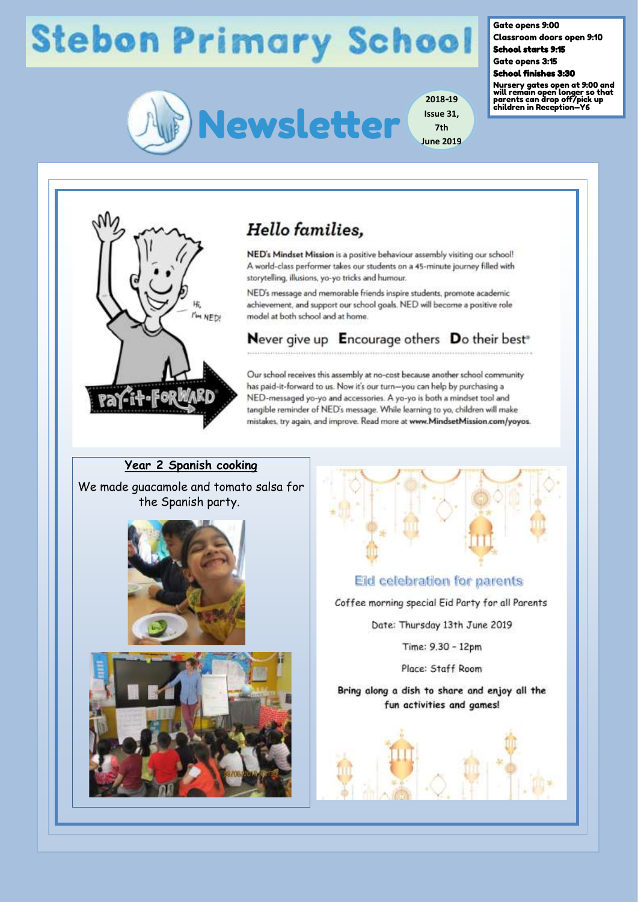# Stebon Primary School

Gate opens 9:00
Classroom doors open 9:10
**School starts 9:15**
Gate opens 3:15
**School finishes 3:30**
**Nursery gates open at 9:00 and will remain open longer so that parents can drop off/pick up children in Reception—Y6**

## Newsletter

2018-19 Issue 31, 7th June 2019

Hi, I'm NED!

Pay-it-Forward

## *Hello families,*

**NED's Mindset Mission** is a positive behaviour assembly visiting our school! A world-class performer takes our students on a 45-minute journey filled with storytelling, illusions, yo-yo tricks and humour.

NED's message and memorable friends inspire students, promote academic achievement, and support our school goals. NED will become a positive role model at both school and at home.

**N**ever give up **E**ncourage others **D**o their best®

Our school receives this assembly at no-cost because another school community has paid-it-forward to us. Now it's our turn—you can help by purchasing a NED-messaged yo-yo and accessories. A yo-yo is both a mindset tool and tangible reminder of NED's message. While learning to yo, children will make mistakes, try again, and improve. Read more at **www.MindsetMission.com/yoyos**.

### Year 2 Spanish cooking

We made guacamole and tomato salsa for the Spanish party.

### Eid celebration for parents

Coffee morning special Eid Party for all Parents

Date: Thursday 13th June 2019

Time: 9.30 - 12pm

Place: Staff Room

**Bring along a dish to share and enjoy all the fun activities and games!**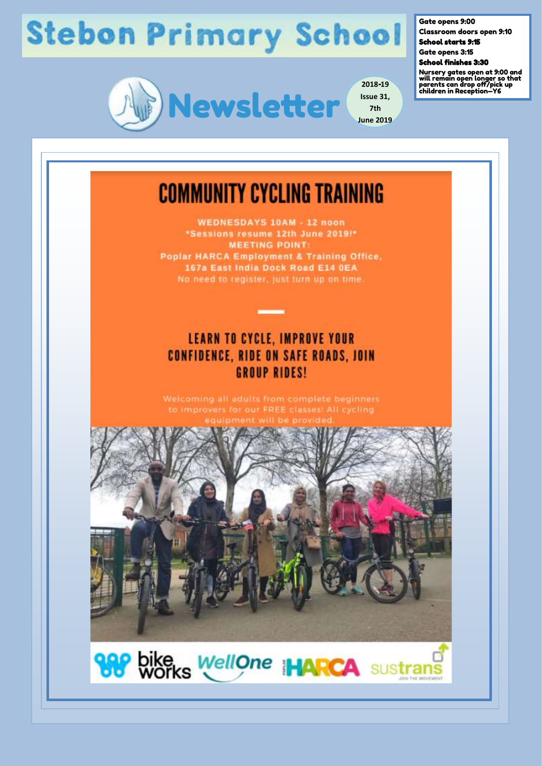# Stebon Primary School

Gate opens 9:00
Classroom doors open 9:10
**School starts 9:15**
Gate opens 3:15
**School finishes 3:30**
Nursery gates open at 9:00 and will remain open longer so that parents can drop off/pick up children in Reception—Y6

# Newsletter

2018-19
Issue 31,
7th
June 2019

## COMMUNITY CYCLING TRAINING

**WEDNESDAYS 10AM - 12 noon**
***Sessions resume 12th June 2019!***
**MEETING POINT:**
**Poplar HARCA Employment & Training Office,**
**167a East India Dock Road E14 0EA**
No need to register, just turn up on time.

## LEARN TO CYCLE, IMPROVE YOUR CONFIDENCE, RIDE ON SAFE ROADS, JOIN GROUP RIDES!

Welcoming all adults from complete beginners to improvers for our FREE classes! All cycling equipment will be provided.

bike works · WellOne · Poplar HARCA · sustrans JOIN THE MOVEMENT